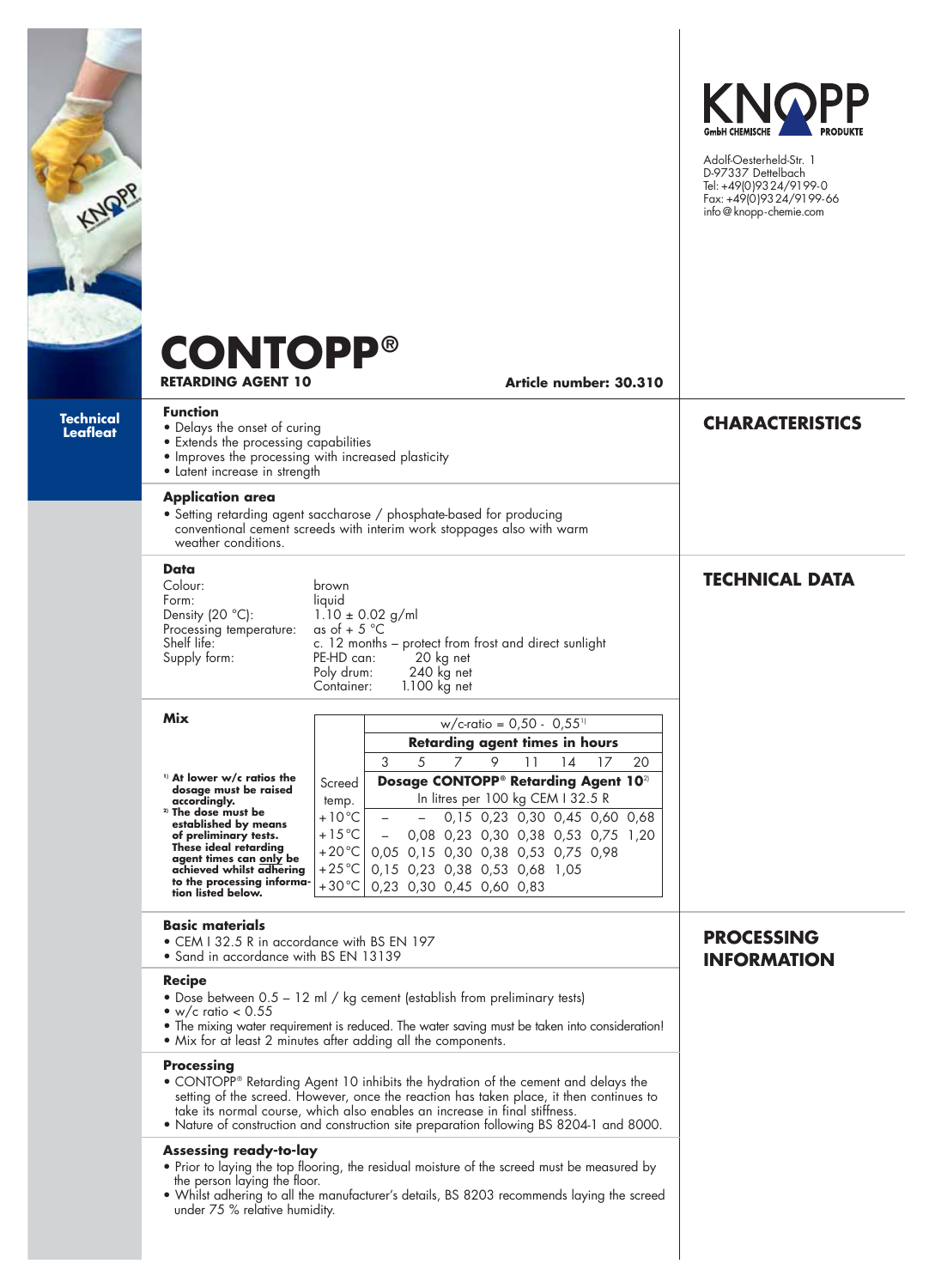KNOPP GmbH CHEMISCHE PRODUKTE

Adolf-Oesterheld-Str. 1
D-97337 Dettelbach
Tel: +49(0)9324/9199-0
Fax: +49(0)9324/9199-66
info@knopp-chemie.com

# CONTOPP®

**RETARDING AGENT 10** **Article number: 30.310**

**Technical Leafleat**

## CHARACTERISTICS

### Function

- Delays the onset of curing
- Extends the processing capabilities
- Improves the processing with increased plasticity
- Latent increase in strength

### Application area

- Setting retarding agent saccharose / phosphate-based for producing conventional cement screeds with interim work stoppages also with warm weather conditions.

## TECHNICAL DATA

### Data

| | |
|---|---|
| Colour: | brown |
| Form: | liquid |
| Density (20 °C): | 1.10 ± 0.02 g/ml |
| Processing temperature: | as of + 5 °C |
| Shelf life: | c. 12 months – protect from frost and direct sunlight |
| Supply form: | PE-HD can: 20 kg net<br>Poly drum: 240 kg net<br>Container: 1.100 kg net |

### Mix

| | w/c-ratio = 0,50 - 0,55[1] | | | | | | | |
|---|---|---|---|---|---|---|---|---|
| | **Retarding agent times in hours** | | | | | | | |
| | 3 | 5 | 7 | 9 | 11 | 14 | 17 | 20 |
| Screed temp. | **Dosage CONTOPP® Retarding Agent 10**[2] In litres per 100 kg CEM I 32.5 R | | | | | | | |
| +10 °C | – | – | 0,15 | 0,23 | 0,30 | 0,45 | 0,60 | 0,68 |
| +15 °C | – | 0,08 | 0,23 | 0,30 | 0,38 | 0,53 | 0,75 | 1,20 |
| +20 °C | 0,05 | 0,15 | 0,30 | 0,38 | 0,53 | 0,75 | 0,98 | |
| +25 °C | 0,15 | 0,23 | 0,38 | 0,53 | 0,68 | 1,05 | | |
| +30 °C | 0,23 | 0,30 | 0,45 | 0,60 | 0,83 | | | |

**[1] At lower w/c ratios the dosage must be raised accordingly.**
**[2] The dose must be established by means of preliminary tests. These ideal retarding agent times can only be achieved whilst adhering to the processing information listed below.**

## PROCESSING INFORMATION

### Basic materials

- CEM I 32.5 R in accordance with BS EN 197
- Sand in accordance with BS EN 13139

### Recipe

- Dose between 0.5 – 12 ml / kg cement (establish from preliminary tests)
- w/c ratio < 0.55
- The mixing water requirement is reduced. The water saving must be taken into consideration!
- Mix for at least 2 minutes after adding all the components.

### Processing

- CONTOPP® Retarding Agent 10 inhibits the hydration of the cement and delays the setting of the screed. However, once the reaction has taken place, it then continues to take its normal course, which also enables an increase in final stiffness.
- Nature of construction and construction site preparation following BS 8204-1 and 8000.

### Assessing ready-to-lay

- Prior to laying the top flooring, the residual moisture of the screed must be measured by the person laying the floor.
- Whilst adhering to all the manufacturer's details, BS 8203 recommends laying the screed under 75 % relative humidity.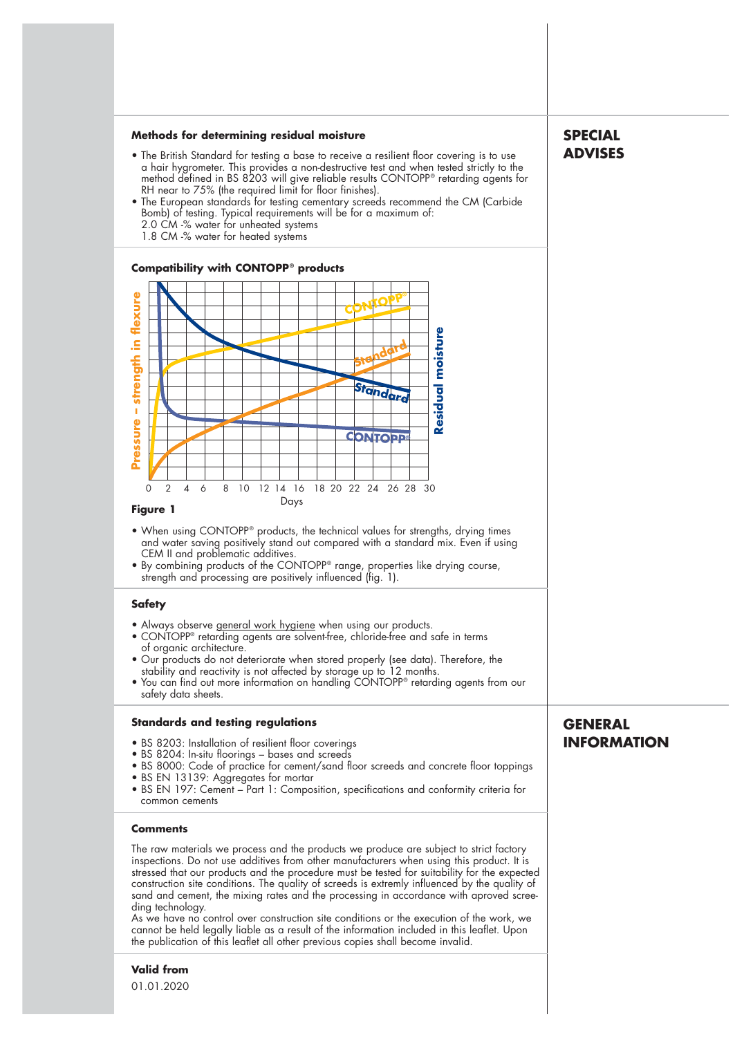## SPECIAL ADVISES

### Methods for determining residual moisture

- The British Standard for testing a base to receive a resilient floor covering is to use a hair hygrometer. This provides a non-destructive test and when tested strictly to the method defined in BS 8203 will give reliable results CONTOPP® retarding agents for RH near to 75% (the required limit for floor finishes).
- The European standards for testing cementary screeds recommend the CM (Carbide Bomb) of testing. Typical requirements will be for a maximum of:
  2.0 CM -% water for unheated systems
  1.8 CM -% water for heated systems

### Compatibility with CONTOPP® products

Pressure – strength in flexure
Residual moisture
CONTOPP®
Standard
Standard
CONTOPP®
0 2 4 6 8 10 12 14 16 18 20 22 24 26 28 30
Days

**Figure 1**

- When using CONTOPP® products, the technical values for strengths, drying times and water saving positively stand out compared with a standard mix. Even if using CEM II and problematic additives.
- By combining products of the CONTOPP® range, properties like drying course, strength and processing are positively influenced (fig. 1).

### Safety

- Always observe general work hygiene when using our products.
- CONTOPP® retarding agents are solvent-free, chloride-free and safe in terms of organic architecture.
- Our products do not deteriorate when stored properly (see data). Therefore, the stability and reactivity is not affected by storage up to 12 months.
- You can find out more information on handling CONTOPP® retarding agents from our safety data sheets.

## GENERAL INFORMATION

### Standards and testing regulations

- BS 8203: Installation of resilient floor coverings
- BS 8204: In-situ floorings – bases and screeds
- BS 8000: Code of practice for cement/sand floor screeds and concrete floor toppings
- BS EN 13139: Aggregates for mortar
- BS EN 197: Cement – Part 1: Composition, specifications and conformity criteria for common cements

### Comments

The raw materials we process and the products we produce are subject to strict factory inspections. Do not use additives from other manufacturers when using this product. It is stressed that our products and the procedure must be tested for suitability for the expected construction site conditions. The quality of screeds is extremly influenced by the quality of sand and cement, the mixing rates and the processing in accordance with aproved screeding technology.
As we have no control over construction site conditions or the execution of the work, we cannot be held legally liable as a result of the information included in this leaflet. Upon the publication of this leaflet all other previous copies shall become invalid.

### Valid from

01.01.2020